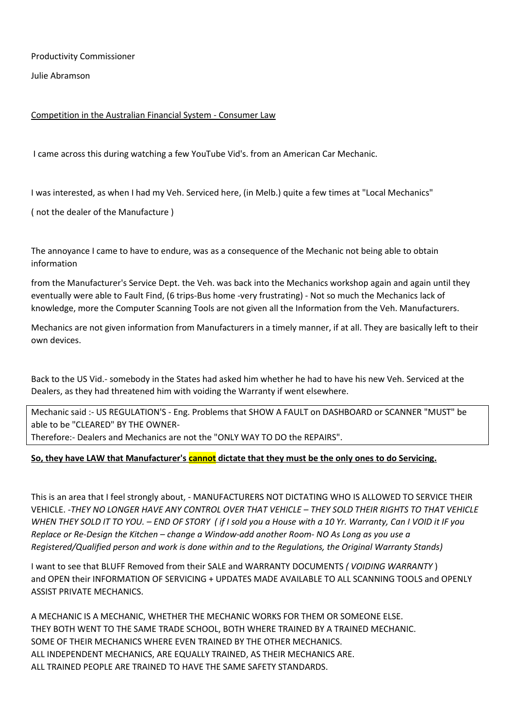Productivity Commissioner

Julie Abramson

Competition in the Australian Financial System - Consumer Law

I came across this during watching a few YouTube Vid's. from an American Car Mechanic.

I was interested, as when I had my Veh. Serviced here, (in Melb.) quite a few times at "Local Mechanics"

( not the dealer of the Manufacture )

The annoyance I came to have to endure, was as a consequence of the Mechanic not being able to obtain information

from the Manufacturer's Service Dept. the Veh. was back into the Mechanics workshop again and again until they eventually were able to Fault Find, (6 trips-Bus home -very frustrating) - Not so much the Mechanics lack of knowledge, more the Computer Scanning Tools are not given all the Information from the Veh. Manufacturers.

Mechanics are not given information from Manufacturers in a timely manner, if at all. They are basically left to their own devices.

Back to the US Vid.- somebody in the States had asked him whether he had to have his new Veh. Serviced at the Dealers, as they had threatened him with voiding the Warranty if went elsewhere.

Mechanic said :- US REGULATION'S - Eng. Problems that SHOW A FAULT on DASHBOARD or SCANNER "MUST" be able to be "CLEARED" BY THE OWNER-
Therefore:- Dealers and Mechanics are not the "ONLY WAY TO DO the REPAIRS".

**So, they have LAW that Manufacturer's cannot dictate that they must be the only ones to do Servicing.**

This is an area that I feel strongly about, - MANUFACTURERS NOT DICTATING WHO IS ALLOWED TO SERVICE THEIR VEHICLE. -*THEY NO LONGER HAVE ANY CONTROL OVER THAT VEHICLE – THEY SOLD THEIR RIGHTS TO THAT VEHICLE WHEN THEY SOLD IT TO YOU. – END OF STORY ( if I sold you a House with a 10 Yr. Warranty, Can I VOID it IF you Replace or Re-Design the Kitchen – change a Window-add another Room- NO As Long as you use a Registered/Qualified person and work is done within and to the Regulations, the Original Warranty Stands)*

I want to see that BLUFF Removed from their SALE and WARRANTY DOCUMENTS *( VOIDING WARRANTY* ) and OPEN their INFORMATION OF SERVICING + UPDATES MADE AVAILABLE TO ALL SCANNING TOOLS and OPENLY ASSIST PRIVATE MECHANICS.

A MECHANIC IS A MECHANIC, WHETHER THE MECHANIC WORKS FOR THEM OR SOMEONE ELSE.
THEY BOTH WENT TO THE SAME TRADE SCHOOL, BOTH WHERE TRAINED BY A TRAINED MECHANIC.
SOME OF THEIR MECHANICS WHERE EVEN TRAINED BY THE OTHER MECHANICS.
ALL INDEPENDENT MECHANICS, ARE EQUALLY TRAINED, AS THEIR MECHANICS ARE.
ALL TRAINED PEOPLE ARE TRAINED TO HAVE THE SAME SAFETY STANDARDS.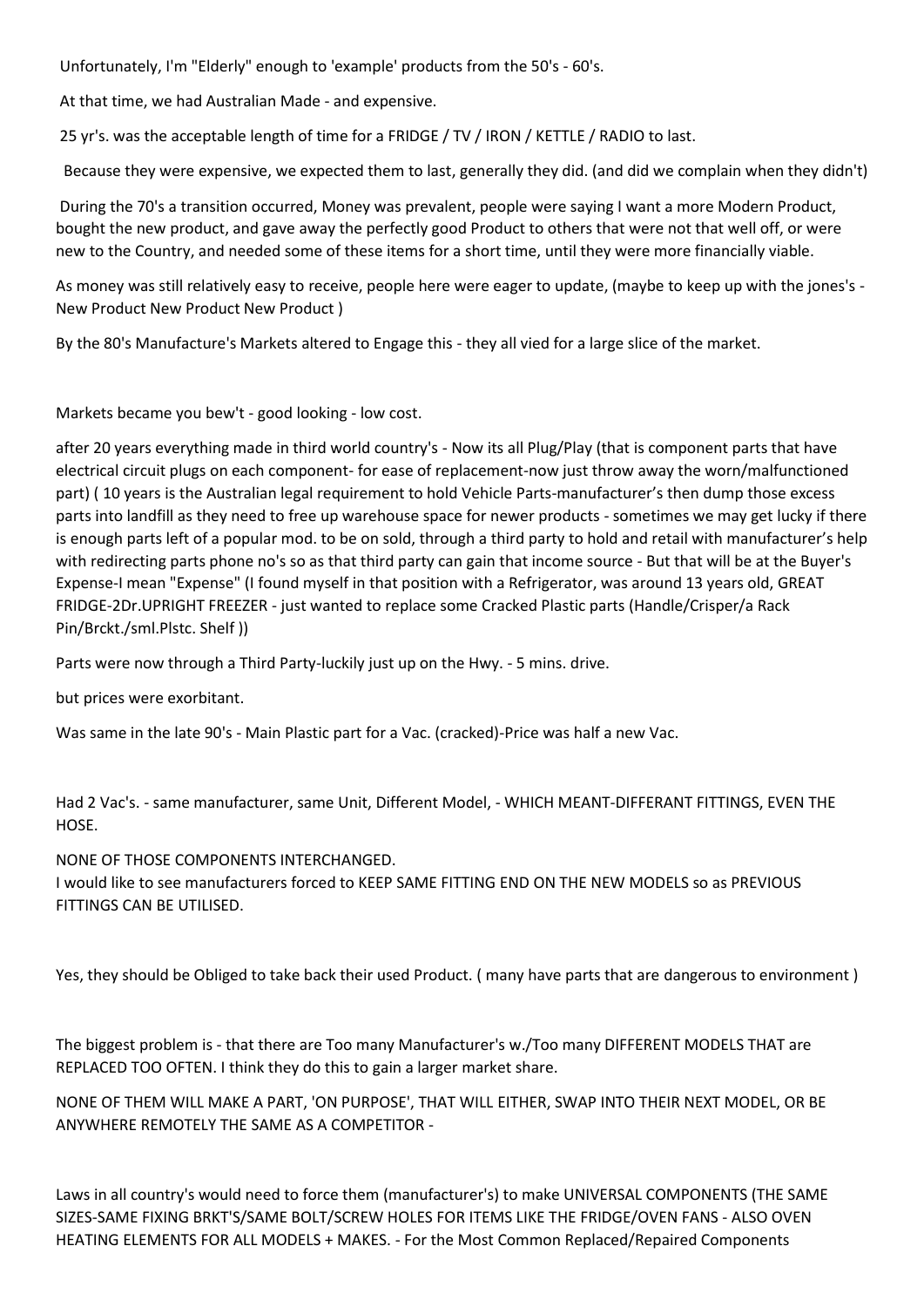Unfortunately, I'm "Elderly" enough to 'example' products from the 50's - 60's.

At that time, we had Australian Made - and expensive.

25 yr's. was the acceptable length of time for a FRIDGE / TV / IRON / KETTLE / RADIO to last.

Because they were expensive, we expected them to last, generally they did. (and did we complain when they didn't)

During the 70's a transition occurred, Money was prevalent, people were saying I want a more Modern Product, bought the new product, and gave away the perfectly good Product to others that were not that well off, or were new to the Country, and needed some of these items for a short time, until they were more financially viable.

As money was still relatively easy to receive, people here were eager to update, (maybe to keep up with the jones's - New Product New Product New Product )

By the 80's Manufacture's Markets altered to Engage this - they all vied for a large slice of the market.

Markets became you bew't - good looking - low cost.

after 20 years everything made in third world country's - Now its all Plug/Play (that is component parts that have electrical circuit plugs on each component- for ease of replacement-now just throw away the worn/malfunctioned part) ( 10 years is the Australian legal requirement to hold Vehicle Parts-manufacturer's then dump those excess parts into landfill as they need to free up warehouse space for newer products - sometimes we may get lucky if there is enough parts left of a popular mod. to be on sold, through a third party to hold and retail with manufacturer's help with redirecting parts phone no's so as that third party can gain that income source - But that will be at the Buyer's Expense-I mean "Expense" (I found myself in that position with a Refrigerator, was around 13 years old, GREAT FRIDGE-2Dr.UPRIGHT FREEZER - just wanted to replace some Cracked Plastic parts (Handle/Crisper/a Rack Pin/Brckt./sml.Plstc. Shelf ))

Parts were now through a Third Party-luckily just up on the Hwy. - 5 mins. drive.

but prices were exorbitant.

Was same in the late 90's - Main Plastic part for a Vac. (cracked)-Price was half a new Vac.

Had 2 Vac's. - same manufacturer, same Unit, Different Model, - WHICH MEANT-DIFFERANT FITTINGS, EVEN THE HOSE.

NONE OF THOSE COMPONENTS INTERCHANGED.
I would like to see manufacturers forced to KEEP SAME FITTING END ON THE NEW MODELS so as PREVIOUS FITTINGS CAN BE UTILISED.

Yes, they should be Obliged to take back their used Product. ( many have parts that are dangerous to environment )

The biggest problem is - that there are Too many Manufacturer's w./Too many DIFFERENT MODELS THAT are REPLACED TOO OFTEN. I think they do this to gain a larger market share.

NONE OF THEM WILL MAKE A PART, 'ON PURPOSE', THAT WILL EITHER, SWAP INTO THEIR NEXT MODEL, OR BE ANYWHERE REMOTELY THE SAME AS A COMPETITOR -

Laws in all country's would need to force them (manufacturer's) to make UNIVERSAL COMPONENTS (THE SAME SIZES-SAME FIXING BRKT'S/SAME BOLT/SCREW HOLES FOR ITEMS LIKE THE FRIDGE/OVEN FANS - ALSO OVEN HEATING ELEMENTS FOR ALL MODELS + MAKES. - For the Most Common Replaced/Repaired Components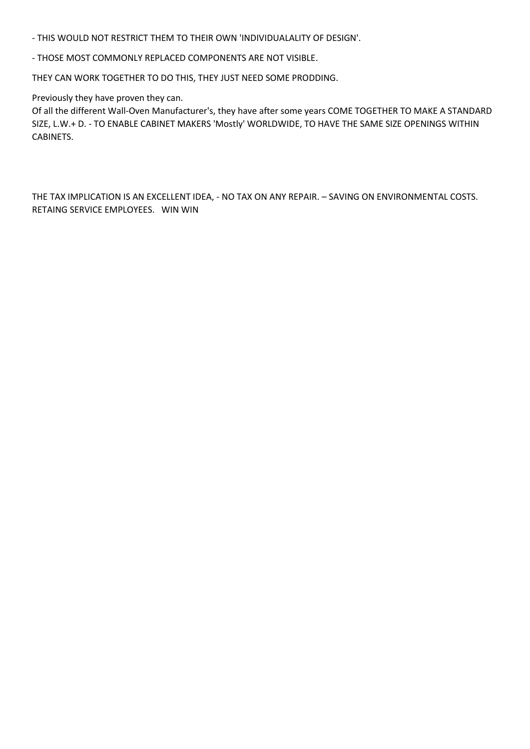- THIS WOULD NOT RESTRICT THEM TO THEIR OWN 'INDIVIDUALALITY OF DESIGN'.

- THOSE MOST COMMONLY REPLACED COMPONENTS ARE NOT VISIBLE.

THEY CAN WORK TOGETHER TO DO THIS, THEY JUST NEED SOME PRODDING.

Previously they have proven they can.
Of all the different Wall-Oven Manufacturer's, they have after some years COME TOGETHER TO MAKE A STANDARD SIZE, L.W.+ D. - TO ENABLE CABINET MAKERS 'Mostly' WORLDWIDE, TO HAVE THE SAME SIZE OPENINGS WITHIN CABINETS.

THE TAX IMPLICATION IS AN EXCELLENT IDEA, - NO TAX ON ANY REPAIR. – SAVING ON ENVIRONMENTAL COSTS. RETAING SERVICE EMPLOYEES. WIN WIN